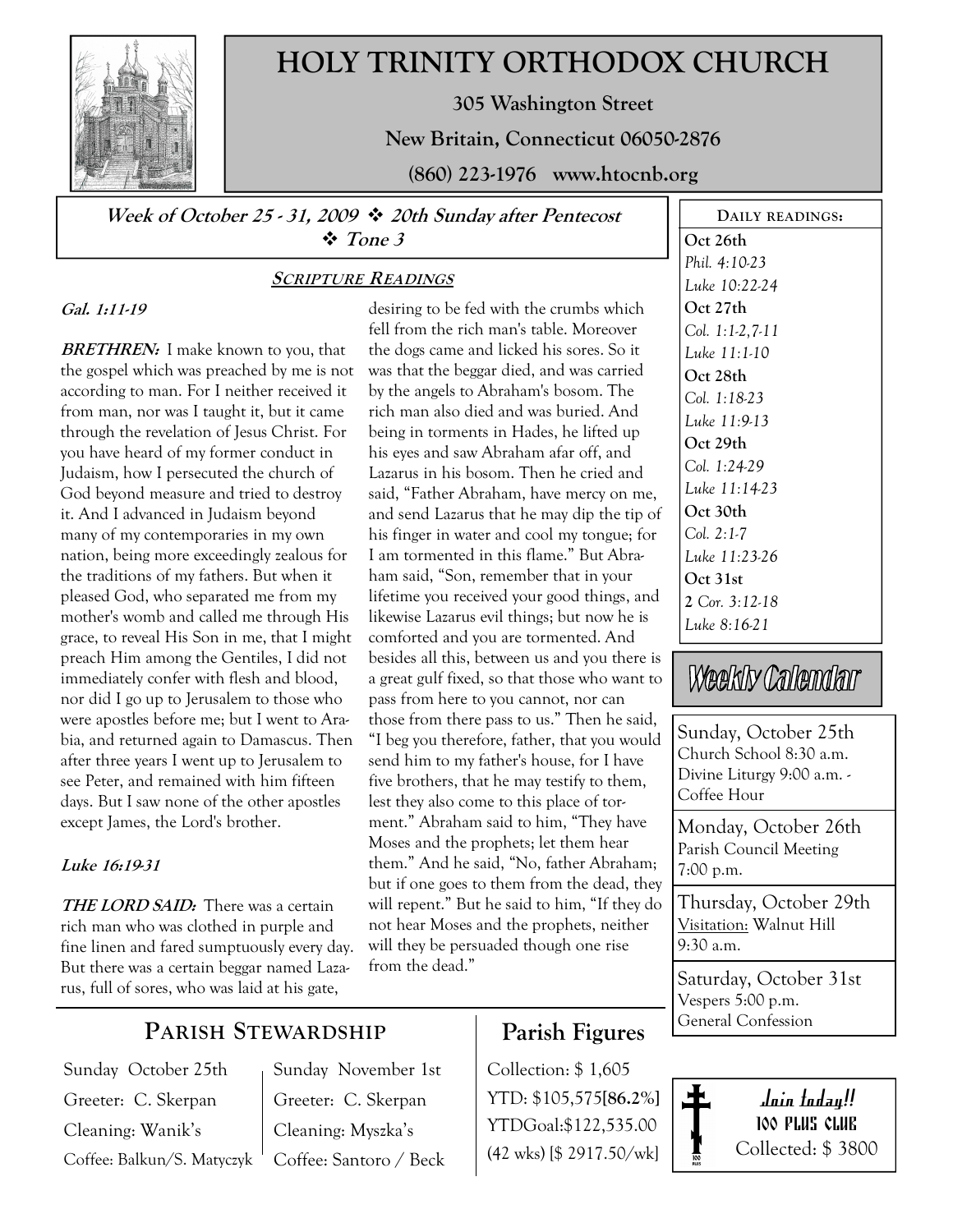# HOLY TRINITY ORTHODOX CHURCH

**305 Washington Street**

**New Britain, Connecticut 06050-2876**

**(860) 223-1976 www.htocnb.org**

***Week of October 25 - 31, 2009 ❖ 20th Sunday after Pentecost ❖ Tone 3***

## SCRIPTURE READINGS

***Gal. 1:11-19***

***BRETHREN:*** I make known to you, that the gospel which was preached by me is not according to man. For I neither received it from man, nor was I taught it, but it came through the revelation of Jesus Christ. For you have heard of my former conduct in Judaism, how I persecuted the church of God beyond measure and tried to destroy it. And I advanced in Judaism beyond many of my contemporaries in my own nation, being more exceedingly zealous for the traditions of my fathers. But when it pleased God, who separated me from my mother's womb and called me through His grace, to reveal His Son in me, that I might preach Him among the Gentiles, I did not immediately confer with flesh and blood, nor did I go up to Jerusalem to those who were apostles before me; but I went to Arabia, and returned again to Damascus. Then after three years I went up to Jerusalem to see Peter, and remained with him fifteen days. But I saw none of the other apostles except James, the Lord's brother.

***Luke 16:19-31***

***THE LORD SAID:*** There was a certain rich man who was clothed in purple and fine linen and fared sumptuously every day. But there was a certain beggar named Lazarus, full of sores, who was laid at his gate, desiring to be fed with the crumbs which fell from the rich man's table. Moreover the dogs came and licked his sores. So it was that the beggar died, and was carried by the angels to Abraham's bosom. The rich man also died and was buried. And being in torments in Hades, he lifted up his eyes and saw Abraham afar off, and Lazarus in his bosom. Then he cried and said, "Father Abraham, have mercy on me, and send Lazarus that he may dip the tip of his finger in water and cool my tongue; for I am tormented in this flame." But Abraham said, "Son, remember that in your lifetime you received your good things, and likewise Lazarus evil things; but now he is comforted and you are tormented. And besides all this, between us and you there is a great gulf fixed, so that those who want to pass from here to you cannot, nor can those from there pass to us." Then he said, "I beg you therefore, father, that you would send him to my father's house, for I have five brothers, that he may testify to them, lest they also come to this place of torment." Abraham said to him, "They have Moses and the prophets; let them hear them." And he said, "No, father Abraham; but if one goes to them from the dead, they will repent." But he said to him, "If they do not hear Moses and the prophets, neither will they be persuaded though one rise from the dead."

## DAILY READINGS:

**Oct 26th**
*Phil. 4:10-23*
*Luke 10:22-24*

**Oct 27th**
*Col. 1:1-2,7-11*
*Luke 11:1-10*

**Oct 28th**
*Col. 1:18-23*
*Luke 11:9-13*

**Oct 29th**
*Col. 1:24-29*
*Luke 11:14-23*

**Oct 30th**
*Col. 2:1-7*
*Luke 11:23-26*

**Oct 31st**
*2 Cor. 3:12-18*
*Luke 8:16-21*

## Weekly Calendar

**Sunday, October 25th**
Church School 8:30 a.m.
Divine Liturgy 9:00 a.m. - Coffee Hour

**Monday, October 26th**
Parish Council Meeting
7:00 p.m.

**Thursday, October 29th**
Visitation: Walnut Hill
9:30 a.m.

**Saturday, October 31st**
Vespers 5:00 p.m.
General Confession

## PARISH STEWARDSHIP

Sunday October 25th
Greeter: C. Skerpan
Cleaning: Wanik's
Coffee: Balkun/S. Matyczyk

Sunday November 1st
Greeter: C. Skerpan
Cleaning: Myszka's
Coffee: Santoro / Beck

## Parish Figures

Collection: $ 1,605
YTD: $105,575[86.2%]
YTDGoal:$122,535.00
(42 wks) [$ 2917.50/wk]

**Join today!!**
**100 PLUS CLUB**
Collected: $ 3800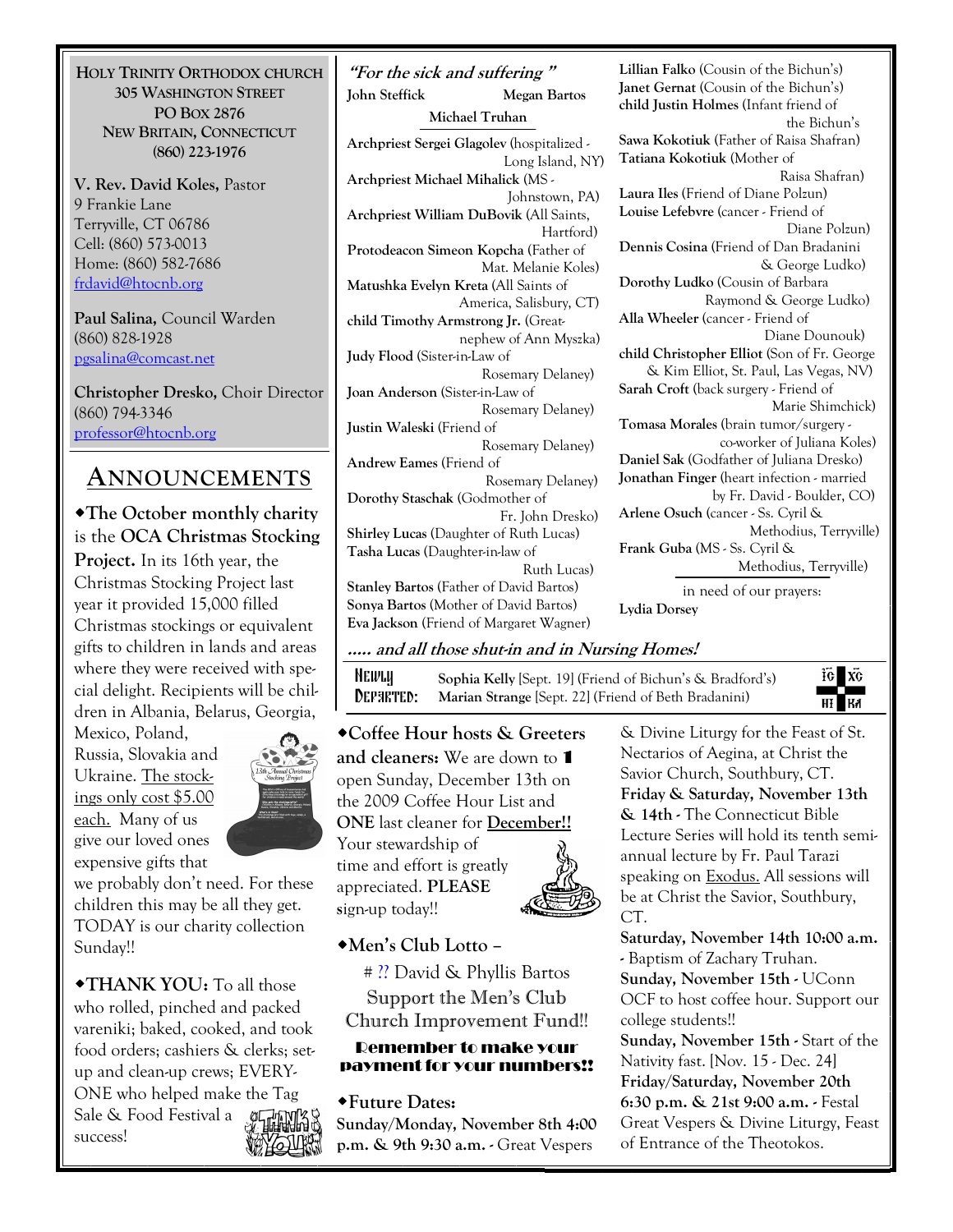**HOLY TRINITY ORTHODOX CHURCH**
**305 WASHINGTON STREET**
**PO BOX 2876**
**NEW BRITAIN, CONNECTICUT**
**(860) 223-1976**

**V. Rev. David Koles,** Pastor
9 Frankie Lane
Terryville, CT 06786
Cell: (860) 573-0013
Home: (860) 582-7686
frdavid@htocnb.org

**Paul Salina,** Council Warden
(860) 828-1928
pgsalina@comcast.net

**Christopher Dresko,** Choir Director
(860) 794-3346
professor@htocnb.org

## ANNOUNCEMENTS

◆**The October monthly charity** is the **OCA Christmas Stocking Project.** In its 16th year, the Christmas Stocking Project last year it provided 15,000 filled Christmas stockings or equivalent gifts to children in lands and areas where they were received with special delight. Recipients will be children in Albania, Belarus, Georgia, Mexico, Poland, Russia, Slovakia and Ukraine. The stockings only cost $5.00 each. Many of us give our loved ones expensive gifts that we probably don't need. For these children this may be all they get. TODAY is our charity collection Sunday!!

◆**THANK YOU:** To all those who rolled, pinched and packed vareniki; baked, cooked, and took food orders; cashiers & clerks; set-up and clean-up crews; EVERYONE who helped make the Tag Sale & Food Festival a success!

### *"For the sick and suffering"*

**John Steffick**
**Megan Bartos**
**Michael Truhan**

**Archpriest Sergei Glagolev** (hospitalized - Long Island, NY)
**Archpriest Michael Mihalick** (MS - Johnstown, PA)
**Archpriest William DuBovik** (All Saints, Hartford)
**Protodeacon Simeon Kopcha** (Father of Mat. Melanie Koles)
**Matushka Evelyn Kreta** (All Saints of America, Salisbury, CT)
**child Timothy Armstrong Jr.** (Great-nephew of Ann Myszka)
**Judy Flood** (Sister-in-Law of Rosemary Delaney)
**Joan Anderson** (Sister-in-Law of Rosemary Delaney)
**Justin Waleski** (Friend of Rosemary Delaney)
**Andrew Eames** (Friend of Rosemary Delaney)
**Dorothy Staschak** (Godmother of Fr. John Dresko)
**Shirley Lucas** (Daughter of Ruth Lucas)
**Tasha Lucas** (Daughter-in-law of Ruth Lucas)
**Stanley Bartos** (Father of David Bartos)
**Sonya Bartos** (Mother of David Bartos)
**Eva Jackson** (Friend of Margaret Wagner)
**Lillian Falko** (Cousin of the Bichun's)
**Janet Gernat** (Cousin of the Bichun's)
**child Justin Holmes** (Infant friend of the Bichun's
**Sawa Kokotiuk** (Father of Raisa Shafran)
**Tatiana Kokotiuk** (Mother of Raisa Shafran)
**Laura Iles** (Friend of Diane Polzun)
**Louise Lefebvre** (cancer - Friend of Diane Polzun)
**Dennis Cosina** (Friend of Dan Bradanini & George Ludko)
**Dorothy Ludko** (Cousin of Barbara Raymond & George Ludko)
**Alla Wheeler** (cancer - Friend of Diane Dounouk)
**child Christopher Elliot** (Son of Fr. George & Kim Elliot, St. Paul, Las Vegas, NV)
**Sarah Croft** (back surgery - Friend of Marie Shimchick)
**Tomasa Morales** (brain tumor/surgery - co-worker of Juliana Koles)
**Daniel Sak** (Godfather of Juliana Dresko)
**Jonathan Finger** (heart infection - married by Fr. David - Boulder, CO)
**Arlene Osuch** (cancer - Ss. Cyril & Methodius, Terryville)
**Frank Guba** (MS - Ss. Cyril & Methodius, Terryville)

in need of our prayers:
**Lydia Dorsey**

***..... and all those shut-in and in Nursing Homes!***

**NEWLY DEPARTED:**
**Sophia Kelly** [Sept. 19] (Friend of Bichun's & Bradford's)
**Marian Strange** [Sept. 22] (Friend of Beth Bradanini)

ІС ХС
НІ КА

◆**Coffee Hour hosts & Greeters and cleaners:** We are down to **1** open Sunday, December 13th on the 2009 Coffee Hour List and **ONE** last cleaner for **December!!** Your stewardship of time and effort is greatly appreciated. **PLEASE** sign-up today!!

◆**Men's Club Lotto –**

# ?? David & Phyllis Bartos
Support the Men's Club Church Improvement Fund!!

**Remember to make your payment for your numbers!!**

◆**Future Dates:**

**Sunday/Monday, November 8th 4:00 p.m. & 9th 9:30 a.m. -** Great Vespers & Divine Liturgy for the Feast of St. Nectarios of Aegina, at Christ the Savior Church, Southbury, CT.

**Friday & Saturday, November 13th & 14th -** The Connecticut Bible Lecture Series will hold its tenth semi-annual lecture by Fr. Paul Tarazi speaking on Exodus. All sessions will be at Christ the Savior, Southbury, CT.

**Saturday, November 14th 10:00 a.m. -** Baptism of Zachary Truhan.

**Sunday, November 15th -** UConn OCF to host coffee hour. Support our college students!!

**Sunday, November 15th -** Start of the Nativity fast. [Nov. 15 - Dec. 24]

**Friday/Saturday, November 20th 6:30 p.m. & 21st 9:00 a.m. -** Festal Great Vespers & Divine Liturgy, Feast of Entrance of the Theotokos.